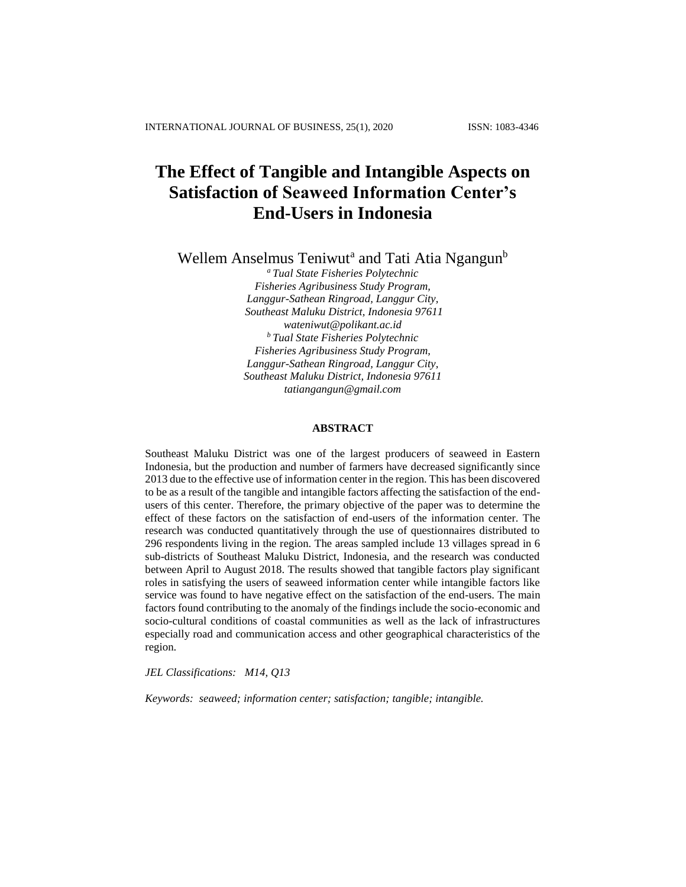# The Effect of Tangible and Intangible Aspects on Satisfaction of Seaweed Information Center's End-Users in Indonesia

Wellem Anselmus Teniwut[a] and Tati Atia Ngangun[b]

[a] *Tual State Fisheries Polytechnic*
*Fisheries Agribusiness Study Program,*
*Langgur-Sathean Ringroad, Langgur City,*
*Southeast Maluku District, Indonesia 97611*
*wateniwut@polikant.ac.id*

[b] *Tual State Fisheries Polytechnic*
*Fisheries Agribusiness Study Program,*
*Langgur-Sathean Ringroad, Langgur City,*
*Southeast Maluku District, Indonesia 97611*
*tatiangangun@gmail.com*

## ABSTRACT

Southeast Maluku District was one of the largest producers of seaweed in Eastern Indonesia, but the production and number of farmers have decreased significantly since 2013 due to the effective use of information center in the region. This has been discovered to be as a result of the tangible and intangible factors affecting the satisfaction of the end-users of this center. Therefore, the primary objective of the paper was to determine the effect of these factors on the satisfaction of end-users of the information center. The research was conducted quantitatively through the use of questionnaires distributed to 296 respondents living in the region. The areas sampled include 13 villages spread in 6 sub-districts of Southeast Maluku District, Indonesia, and the research was conducted between April to August 2018. The results showed that tangible factors play significant roles in satisfying the users of seaweed information center while intangible factors like service was found to have negative effect on the satisfaction of the end-users. The main factors found contributing to the anomaly of the findings include the socio-economic and socio-cultural conditions of coastal communities as well as the lack of infrastructures especially road and communication access and other geographical characteristics of the region.

*JEL Classifications: M14, Q13*

*Keywords: seaweed; information center; satisfaction; tangible; intangible.*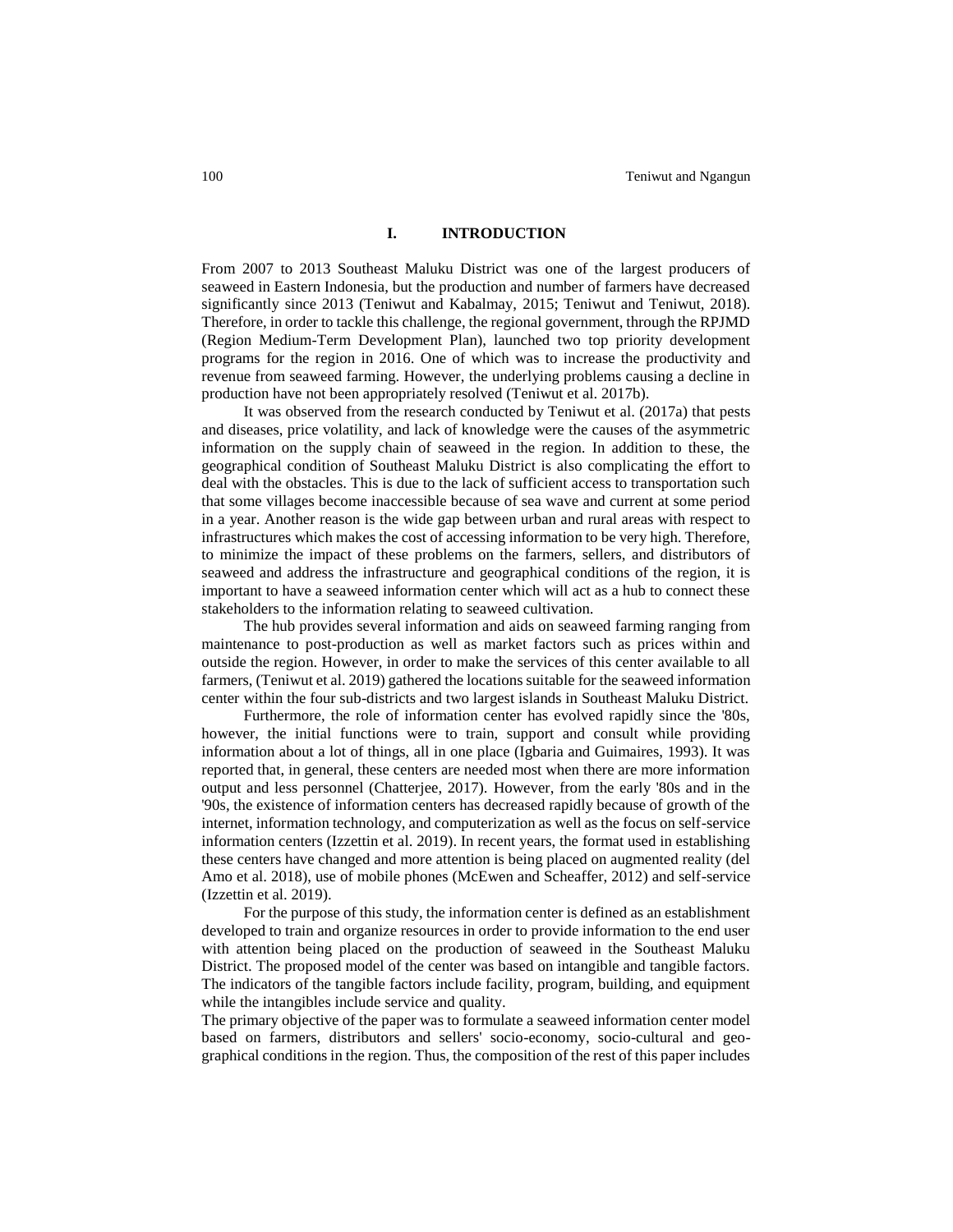# I. INTRODUCTION

From 2007 to 2013 Southeast Maluku District was one of the largest producers of seaweed in Eastern Indonesia, but the production and number of farmers have decreased significantly since 2013 (Teniwut and Kabalmay, 2015; Teniwut and Teniwut, 2018). Therefore, in order to tackle this challenge, the regional government, through the RPJMD (Region Medium-Term Development Plan), launched two top priority development programs for the region in 2016. One of which was to increase the productivity and revenue from seaweed farming. However, the underlying problems causing a decline in production have not been appropriately resolved (Teniwut et al. 2017b).

It was observed from the research conducted by Teniwut et al. (2017a) that pests and diseases, price volatility, and lack of knowledge were the causes of the asymmetric information on the supply chain of seaweed in the region. In addition to these, the geographical condition of Southeast Maluku District is also complicating the effort to deal with the obstacles. This is due to the lack of sufficient access to transportation such that some villages become inaccessible because of sea wave and current at some period in a year. Another reason is the wide gap between urban and rural areas with respect to infrastructures which makes the cost of accessing information to be very high. Therefore, to minimize the impact of these problems on the farmers, sellers, and distributors of seaweed and address the infrastructure and geographical conditions of the region, it is important to have a seaweed information center which will act as a hub to connect these stakeholders to the information relating to seaweed cultivation.

The hub provides several information and aids on seaweed farming ranging from maintenance to post-production as well as market factors such as prices within and outside the region. However, in order to make the services of this center available to all farmers, (Teniwut et al. 2019) gathered the locations suitable for the seaweed information center within the four sub-districts and two largest islands in Southeast Maluku District.

Furthermore, the role of information center has evolved rapidly since the '80s, however, the initial functions were to train, support and consult while providing information about a lot of things, all in one place (Igbaria and Guimaires, 1993). It was reported that, in general, these centers are needed most when there are more information output and less personnel (Chatterjee, 2017). However, from the early '80s and in the '90s, the existence of information centers has decreased rapidly because of growth of the internet, information technology, and computerization as well as the focus on self-service information centers (Izzettin et al. 2019). In recent years, the format used in establishing these centers have changed and more attention is being placed on augmented reality (del Amo et al. 2018), use of mobile phones (McEwen and Scheaffer, 2012) and self-service (Izzettin et al. 2019).

For the purpose of this study, the information center is defined as an establishment developed to train and organize resources in order to provide information to the end user with attention being placed on the production of seaweed in the Southeast Maluku District. The proposed model of the center was based on intangible and tangible factors. The indicators of the tangible factors include facility, program, building, and equipment while the intangibles include service and quality.

The primary objective of the paper was to formulate a seaweed information center model based on farmers, distributors and sellers' socio-economy, socio-cultural and geo-graphical conditions in the region. Thus, the composition of the rest of this paper includes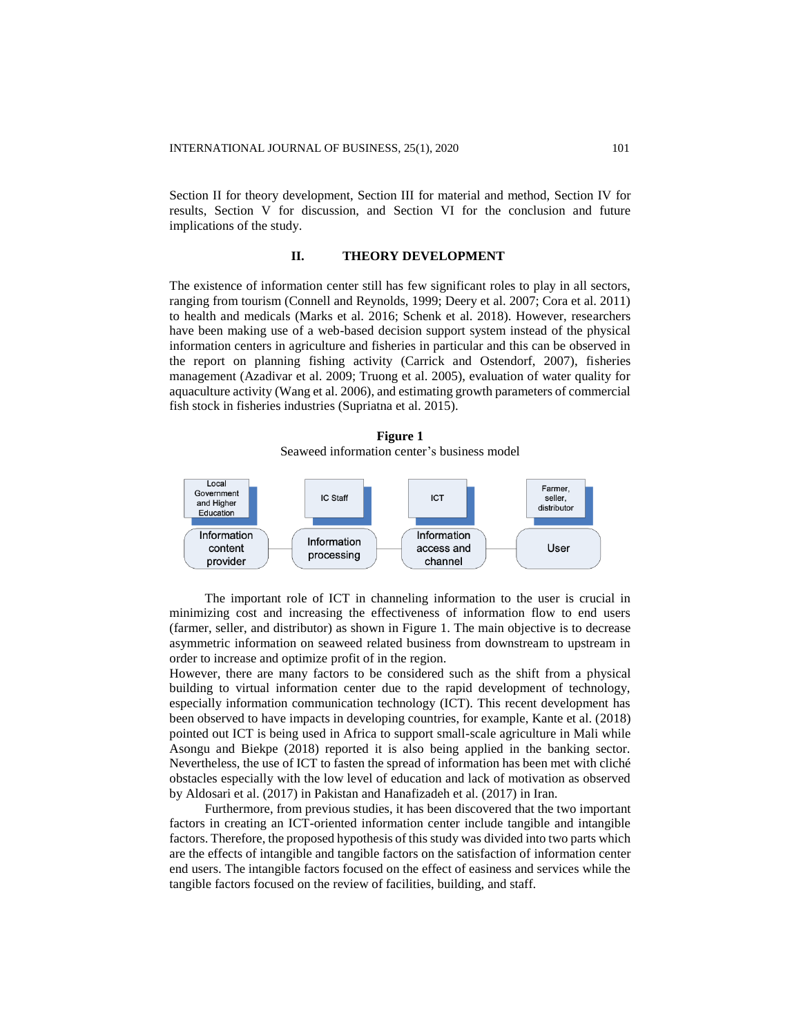Section II for theory development, Section III for material and method, Section IV for results, Section V for discussion, and Section VI for the conclusion and future implications of the study.

## II. THEORY DEVELOPMENT

The existence of information center still has few significant roles to play in all sectors, ranging from tourism (Connell and Reynolds, 1999; Deery et al. 2007; Cora et al. 2011) to health and medicals (Marks et al. 2016; Schenk et al. 2018). However, researchers have been making use of a web-based decision support system instead of the physical information centers in agriculture and fisheries in particular and this can be observed in the report on planning fishing activity (Carrick and Ostendorf, 2007), fisheries management (Azadivar et al. 2009; Truong et al. 2005), evaluation of water quality for aquaculture activity (Wang et al. 2006), and estimating growth parameters of commercial fish stock in fisheries industries (Supriatna et al. 2015).

**Figure 1**
Seaweed information center's business model

| Local Government and Higher Education | IC Staff | ICT | Farmer, seller, distributor |
|---|---|---|---|
| Information content provider | Information processing | Information access and channel | User |

The important role of ICT in channeling information to the user is crucial in minimizing cost and increasing the effectiveness of information flow to end users (farmer, seller, and distributor) as shown in Figure 1. The main objective is to decrease asymmetric information on seaweed related business from downstream to upstream in order to increase and optimize profit of in the region.

However, there are many factors to be considered such as the shift from a physical building to virtual information center due to the rapid development of technology, especially information communication technology (ICT). This recent development has been observed to have impacts in developing countries, for example, Kante et al. (2018) pointed out ICT is being used in Africa to support small-scale agriculture in Mali while Asongu and Biekpe (2018) reported it is also being applied in the banking sector. Nevertheless, the use of ICT to fasten the spread of information has been met with cliché obstacles especially with the low level of education and lack of motivation as observed by Aldosari et al. (2017) in Pakistan and Hanafizadeh et al. (2017) in Iran.

Furthermore, from previous studies, it has been discovered that the two important factors in creating an ICT-oriented information center include tangible and intangible factors. Therefore, the proposed hypothesis of this study was divided into two parts which are the effects of intangible and tangible factors on the satisfaction of information center end users. The intangible factors focused on the effect of easiness and services while the tangible factors focused on the review of facilities, building, and staff.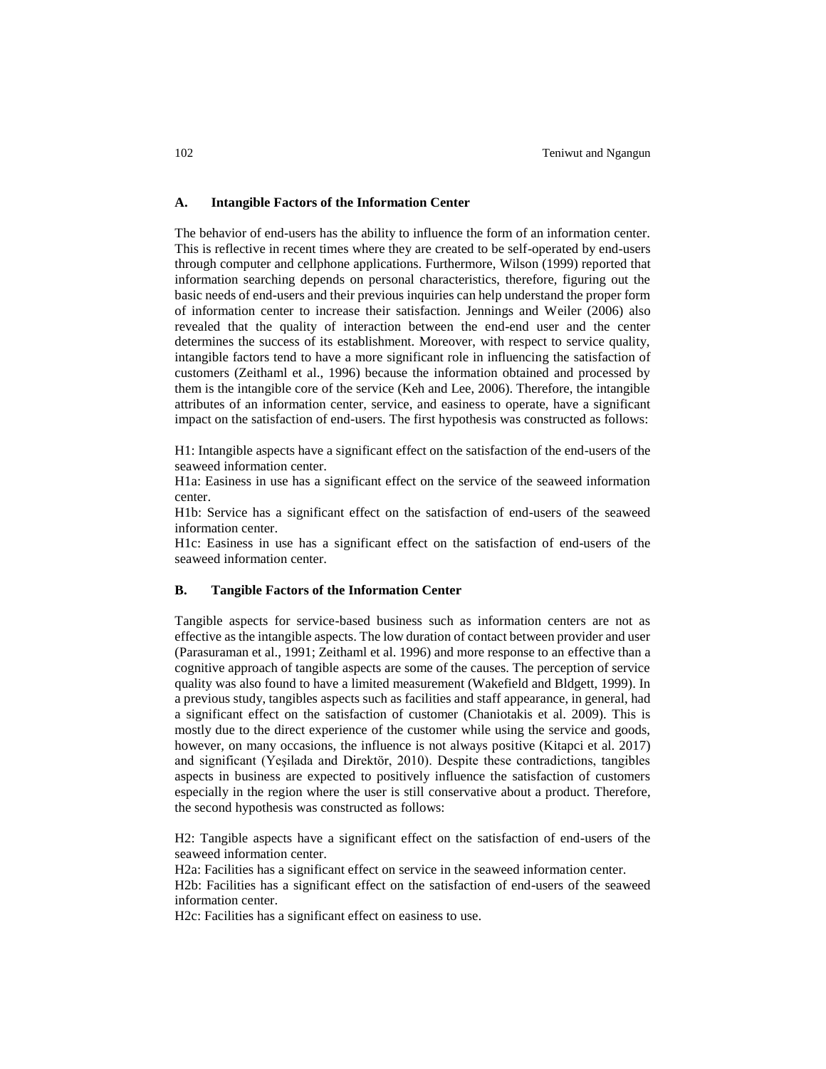## A. Intangible Factors of the Information Center

The behavior of end-users has the ability to influence the form of an information center. This is reflective in recent times where they are created to be self-operated by end-users through computer and cellphone applications. Furthermore, Wilson (1999) reported that information searching depends on personal characteristics, therefore, figuring out the basic needs of end-users and their previous inquiries can help understand the proper form of information center to increase their satisfaction. Jennings and Weiler (2006) also revealed that the quality of interaction between the end-end user and the center determines the success of its establishment. Moreover, with respect to service quality, intangible factors tend to have a more significant role in influencing the satisfaction of customers (Zeithaml et al., 1996) because the information obtained and processed by them is the intangible core of the service (Keh and Lee, 2006). Therefore, the intangible attributes of an information center, service, and easiness to operate, have a significant impact on the satisfaction of end-users. The first hypothesis was constructed as follows:

H1: Intangible aspects have a significant effect on the satisfaction of the end-users of the seaweed information center.
H1a: Easiness in use has a significant effect on the service of the seaweed information center.
H1b: Service has a significant effect on the satisfaction of end-users of the seaweed information center.
H1c: Easiness in use has a significant effect on the satisfaction of end-users of the seaweed information center.

## B. Tangible Factors of the Information Center

Tangible aspects for service-based business such as information centers are not as effective as the intangible aspects. The low duration of contact between provider and user (Parasuraman et al., 1991; Zeithaml et al. 1996) and more response to an effective than a cognitive approach of tangible aspects are some of the causes. The perception of service quality was also found to have a limited measurement (Wakefield and Bldgett, 1999). In a previous study, tangibles aspects such as facilities and staff appearance, in general, had a significant effect on the satisfaction of customer (Chaniotakis et al. 2009). This is mostly due to the direct experience of the customer while using the service and goods, however, on many occasions, the influence is not always positive (Kitapci et al. 2017) and significant (Yeşilada and Direktör, 2010). Despite these contradictions, tangibles aspects in business are expected to positively influence the satisfaction of customers especially in the region where the user is still conservative about a product. Therefore, the second hypothesis was constructed as follows:

H2: Tangible aspects have a significant effect on the satisfaction of end-users of the seaweed information center.
H2a: Facilities has a significant effect on service in the seaweed information center.
H2b: Facilities has a significant effect on the satisfaction of end-users of the seaweed information center.
H2c: Facilities has a significant effect on easiness to use.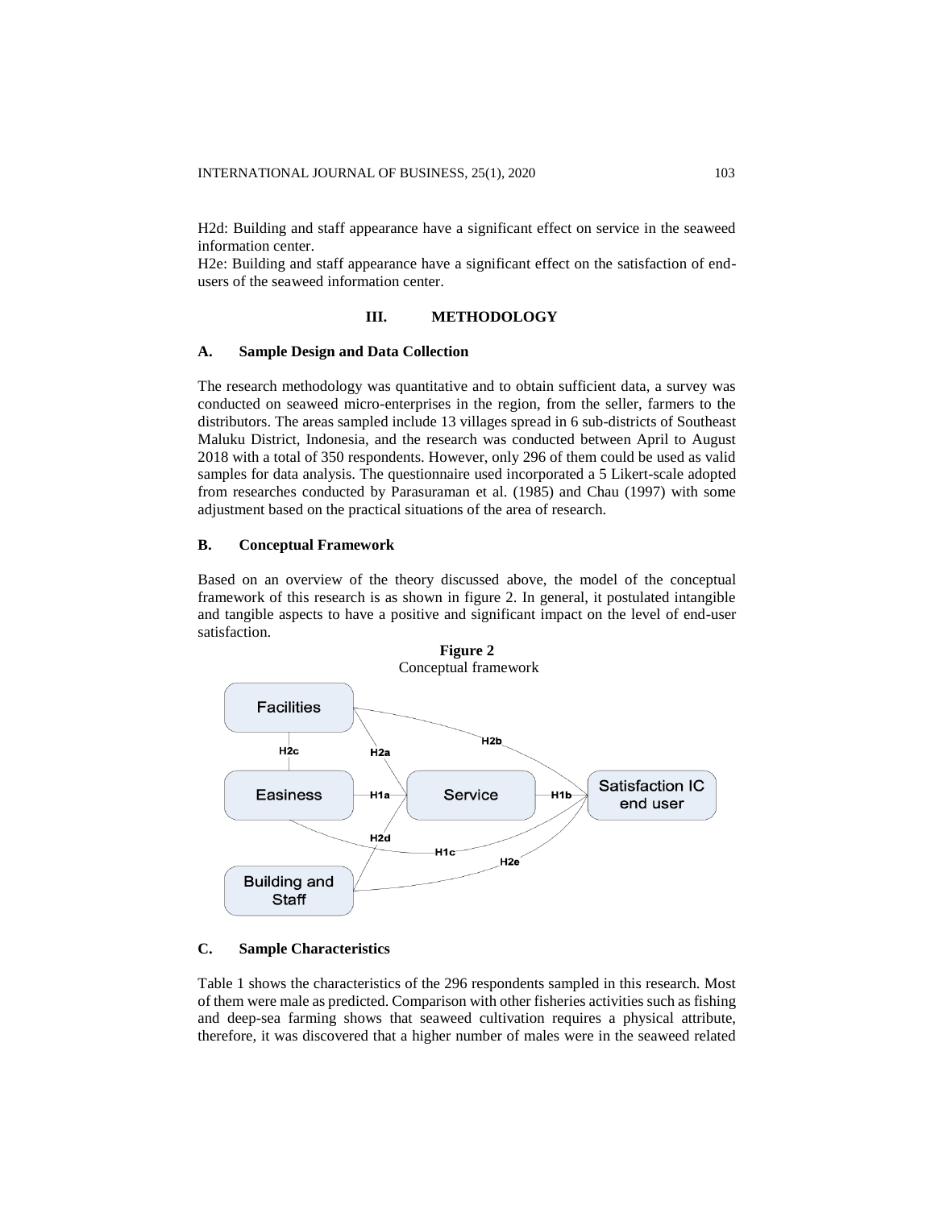H2d: Building and staff appearance have a significant effect on service in the seaweed information center.

H2e: Building and staff appearance have a significant effect on the satisfaction of end-users of the seaweed information center.

## III. METHODOLOGY

### A. Sample Design and Data Collection

The research methodology was quantitative and to obtain sufficient data, a survey was conducted on seaweed micro-enterprises in the region, from the seller, farmers to the distributors. The areas sampled include 13 villages spread in 6 sub-districts of Southeast Maluku District, Indonesia, and the research was conducted between April to August 2018 with a total of 350 respondents. However, only 296 of them could be used as valid samples for data analysis. The questionnaire used incorporated a 5 Likert-scale adopted from researches conducted by Parasuraman et al. (1985) and Chau (1997) with some adjustment based on the practical situations of the area of research.

### B. Conceptual Framework

Based on an overview of the theory discussed above, the model of the conceptual framework of this research is as shown in figure 2. In general, it postulated intangible and tangible aspects to have a positive and significant impact on the level of end-user satisfaction.

**Figure 2**
Conceptual framework

### C. Sample Characteristics

Table 1 shows the characteristics of the 296 respondents sampled in this research. Most of them were male as predicted. Comparison with other fisheries activities such as fishing and deep-sea farming shows that seaweed cultivation requires a physical attribute, therefore, it was discovered that a higher number of males were in the seaweed related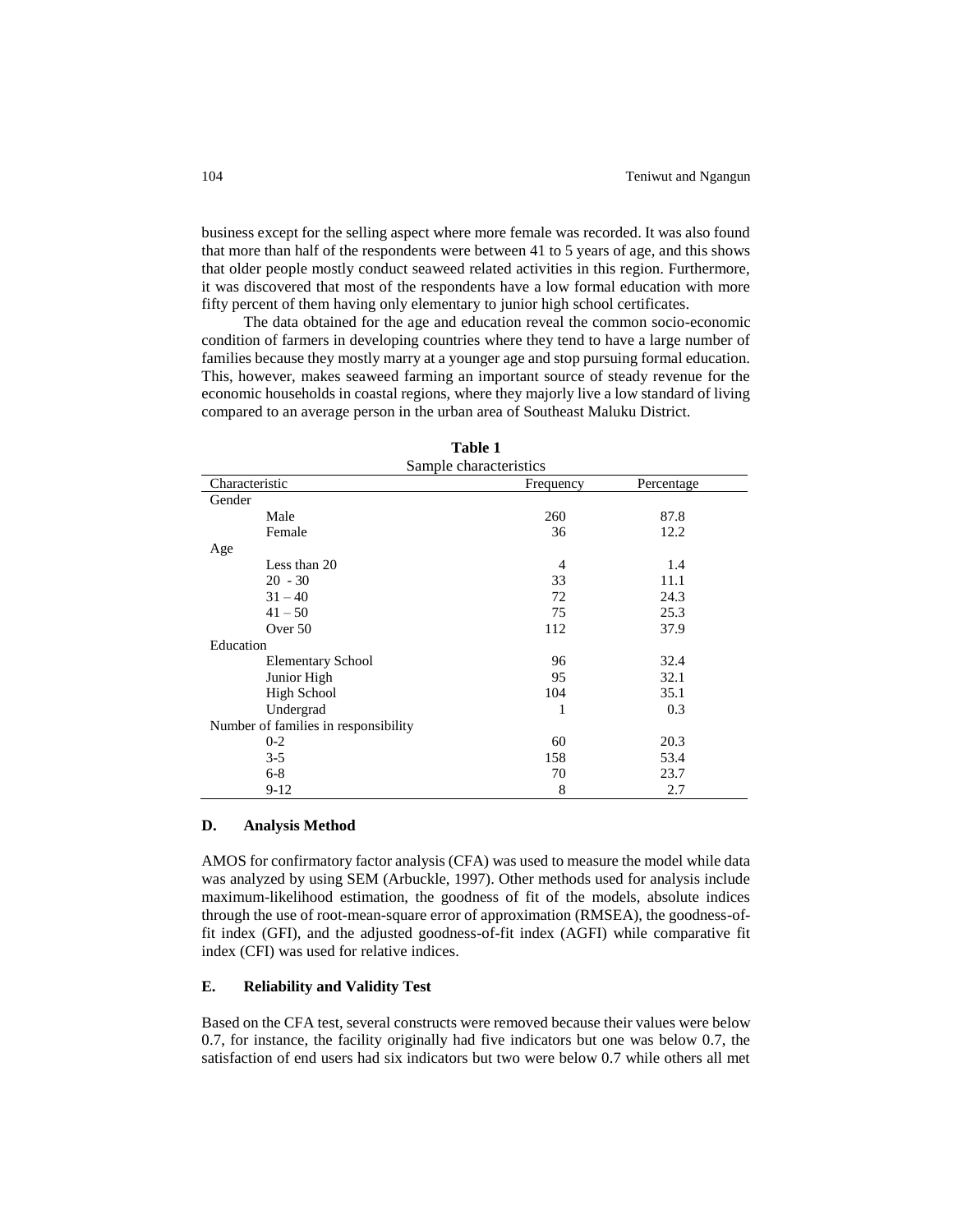business except for the selling aspect where more female was recorded. It was also found that more than half of the respondents were between 41 to 5 years of age, and this shows that older people mostly conduct seaweed related activities in this region. Furthermore, it was discovered that most of the respondents have a low formal education with more fifty percent of them having only elementary to junior high school certificates.

The data obtained for the age and education reveal the common socio-economic condition of farmers in developing countries where they tend to have a large number of families because they mostly marry at a younger age and stop pursuing formal education. This, however, makes seaweed farming an important source of steady revenue for the economic households in coastal regions, where they majorly live a low standard of living compared to an average person in the urban area of Southeast Maluku District.

**Table 1**

Sample characteristics

| Characteristic | Frequency | Percentage |
|---|---|---|
| Gender | | |
| Male | 260 | 87.8 |
| Female | 36 | 12.2 |
| Age | | |
| Less than 20 | 4 | 1.4 |
| 20 - 30 | 33 | 11.1 |
| 31 – 40 | 72 | 24.3 |
| 41 – 50 | 75 | 25.3 |
| Over 50 | 112 | 37.9 |
| Education | | |
| Elementary School | 96 | 32.4 |
| Junior High | 95 | 32.1 |
| High School | 104 | 35.1 |
| Undergrad | 1 | 0.3 |
| Number of families in responsibility | | |
| 0-2 | 60 | 20.3 |
| 3-5 | 158 | 53.4 |
| 6-8 | 70 | 23.7 |
| 9-12 | 8 | 2.7 |

### D. Analysis Method

AMOS for confirmatory factor analysis (CFA) was used to measure the model while data was analyzed by using SEM (Arbuckle, 1997). Other methods used for analysis include maximum-likelihood estimation, the goodness of fit of the models, absolute indices through the use of root-mean-square error of approximation (RMSEA), the goodness-of-fit index (GFI), and the adjusted goodness-of-fit index (AGFI) while comparative fit index (CFI) was used for relative indices.

### E. Reliability and Validity Test

Based on the CFA test, several constructs were removed because their values were below 0.7, for instance, the facility originally had five indicators but one was below 0.7, the satisfaction of end users had six indicators but two were below 0.7 while others all met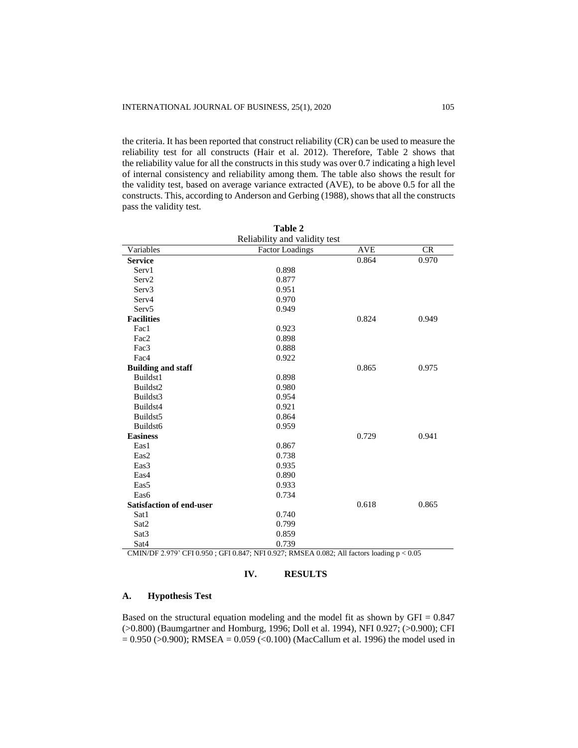the criteria. It has been reported that construct reliability (CR) can be used to measure the reliability test for all constructs (Hair et al. 2012). Therefore, Table 2 shows that the reliability value for all the constructs in this study was over 0.7 indicating a high level of internal consistency and reliability among them. The table also shows the result for the validity test, based on average variance extracted (AVE), to be above 0.5 for all the constructs. This, according to Anderson and Gerbing (1988), shows that all the constructs pass the validity test.

**Table 2**
Reliability and validity test

| Variables | Factor Loadings | AVE | CR |
|---|---|---|---|
| **Service** | | 0.864 | 0.970 |
| Serv1 | 0.898 | | |
| Serv2 | 0.877 | | |
| Serv3 | 0.951 | | |
| Serv4 | 0.970 | | |
| Serv5 | 0.949 | | |
| **Facilities** | | 0.824 | 0.949 |
| Fac1 | 0.923 | | |
| Fac2 | 0.898 | | |
| Fac3 | 0.888 | | |
| Fac4 | 0.922 | | |
| **Building and staff** | | 0.865 | 0.975 |
| Buildst1 | 0.898 | | |
| Buildst2 | 0.980 | | |
| Buildst3 | 0.954 | | |
| Buildst4 | 0.921 | | |
| Buildst5 | 0.864 | | |
| Buildst6 | 0.959 | | |
| **Easiness** | | 0.729 | 0.941 |
| Eas1 | 0.867 | | |
| Eas2 | 0.738 | | |
| Eas3 | 0.935 | | |
| Eas4 | 0.890 | | |
| Eas5 | 0.933 | | |
| Eas6 | 0.734 | | |
| **Satisfaction of end-user** | | 0.618 | 0.865 |
| Sat1 | 0.740 | | |
| Sat2 | 0.799 | | |
| Sat3 | 0.859 | | |
| Sat4 | 0.739 | | |

CMIN/DF 2.979' CFI 0.950 ; GFI 0.847; NFI 0.927; RMSEA 0.082; All factors loading $p < 0.05$

## IV. RESULTS

### A. Hypothesis Test

Based on the structural equation modeling and the model fit as shown by GFI = 0.847 (>0.800) (Baumgartner and Homburg, 1996; Doll et al. 1994), NFI 0.927; (>0.900); CFI = 0.950 (>0.900); RMSEA = 0.059 (<0.100) (MacCallum et al. 1996) the model used in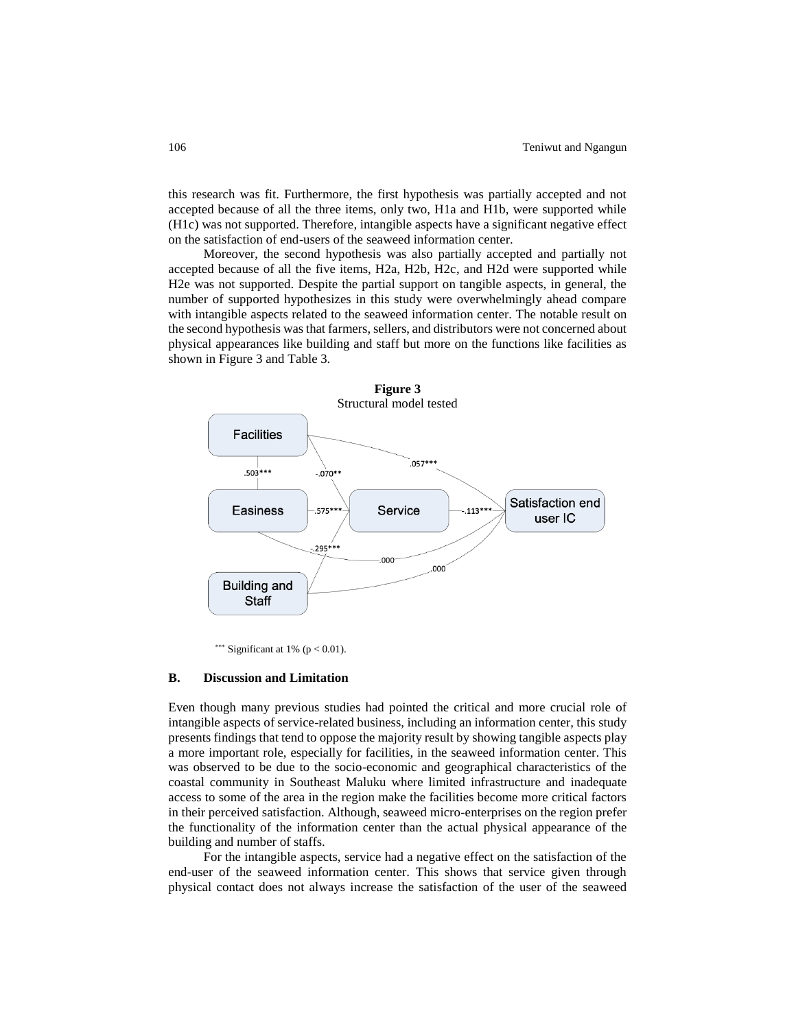this research was fit. Furthermore, the first hypothesis was partially accepted and not accepted because of all the three items, only two, H1a and H1b, were supported while (H1c) was not supported. Therefore, intangible aspects have a significant negative effect on the satisfaction of end-users of the seaweed information center.

Moreover, the second hypothesis was also partially accepted and partially not accepted because of all the five items, H2a, H2b, H2c, and H2d were supported while H2e was not supported. Despite the partial support on tangible aspects, in general, the number of supported hypothesizes in this study were overwhelmingly ahead compare with intangible aspects related to the seaweed information center. The notable result on the second hypothesis was that farmers, sellers, and distributors were not concerned about physical appearances like building and staff but more on the functions like facilities as shown in Figure 3 and Table 3.

**Figure 3**
Structural model tested

Facilities — Easiness: .503***; Facilities → Service: -.070**; Facilities → Satisfaction end user IC: .057***; Easiness → Service: .575***; Building and Staff → Service: -.295***; Service → Satisfaction end user IC: -.113***; Easiness → Satisfaction end user IC: .000; Building and Staff → Satisfaction end user IC: .000

*** Significant at 1% ($p < 0.01$).

## B. Discussion and Limitation

Even though many previous studies had pointed the critical and more crucial role of intangible aspects of service-related business, including an information center, this study presents findings that tend to oppose the majority result by showing tangible aspects play a more important role, especially for facilities, in the seaweed information center. This was observed to be due to the socio-economic and geographical characteristics of the coastal community in Southeast Maluku where limited infrastructure and inadequate access to some of the area in the region make the facilities become more critical factors in their perceived satisfaction. Although, seaweed micro-enterprises on the region prefer the functionality of the information center than the actual physical appearance of the building and number of staffs.

For the intangible aspects, service had a negative effect on the satisfaction of the end-user of the seaweed information center. This shows that service given through physical contact does not always increase the satisfaction of the user of the seaweed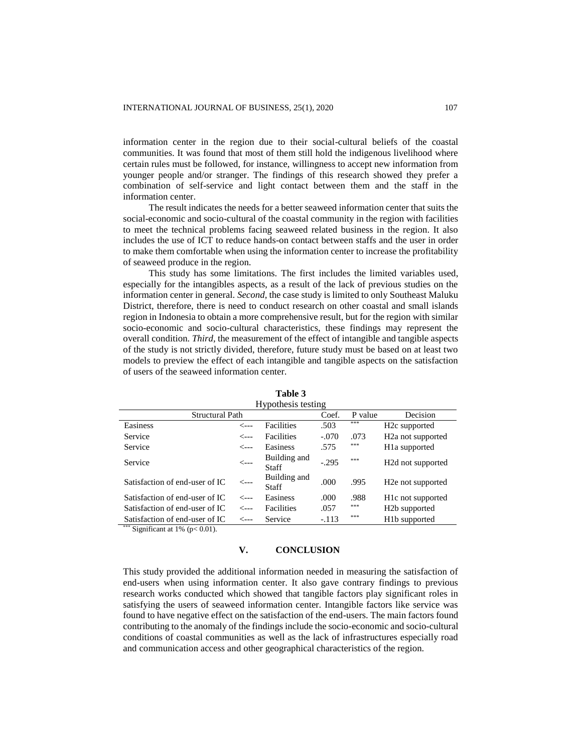information center in the region due to their social-cultural beliefs of the coastal communities. It was found that most of them still hold the indigenous livelihood where certain rules must be followed, for instance, willingness to accept new information from younger people and/or stranger. The findings of this research showed they prefer a combination of self-service and light contact between them and the staff in the information center.

The result indicates the needs for a better seaweed information center that suits the social-economic and socio-cultural of the coastal community in the region with facilities to meet the technical problems facing seaweed related business in the region. It also includes the use of ICT to reduce hands-on contact between staffs and the user in order to make them comfortable when using the information center to increase the profitability of seaweed produce in the region.

This study has some limitations. The first includes the limited variables used, especially for the intangibles aspects, as a result of the lack of previous studies on the information center in general. *Second*, the case study is limited to only Southeast Maluku District, therefore, there is need to conduct research on other coastal and small islands region in Indonesia to obtain a more comprehensive result, but for the region with similar socio-economic and socio-cultural characteristics, these findings may represent the overall condition. *Third*, the measurement of the effect of intangible and tangible aspects of the study is not strictly divided, therefore, future study must be based on at least two models to preview the effect of each intangible and tangible aspects on the satisfaction of users of the seaweed information center.

**Table 3**
Hypothesis testing

| Structural Path | | | Coef. | P value | Decision |
|---|---|---|---|---|---|
| Easiness | <--- | Facilities | .503 | *** | H2c supported |
| Service | <--- | Facilities | -.070 | .073 | H2a not supported |
| Service | <--- | Easiness | .575 | *** | H1a supported |
| Service | <--- | Building and Staff | -.295 | *** | H2d not supported |
| Satisfaction of end-user of IC | <--- | Building and Staff | .000 | .995 | H2e not supported |
| Satisfaction of end-user of IC | <--- | Easiness | .000 | .988 | H1c not supported |
| Satisfaction of end-user of IC | <--- | Facilities | .057 | *** | H2b supported |
| Satisfaction of end-user of IC | <--- | Service | -.113 | *** | H1b supported |

*** Significant at 1% ($p < 0.01$).

## V. CONCLUSION

This study provided the additional information needed in measuring the satisfaction of end-users when using information center. It also gave contrary findings to previous research works conducted which showed that tangible factors play significant roles in satisfying the users of seaweed information center. Intangible factors like service was found to have negative effect on the satisfaction of the end-users. The main factors found contributing to the anomaly of the findings include the socio-economic and socio-cultural conditions of coastal communities as well as the lack of infrastructures especially road and communication access and other geographical characteristics of the region.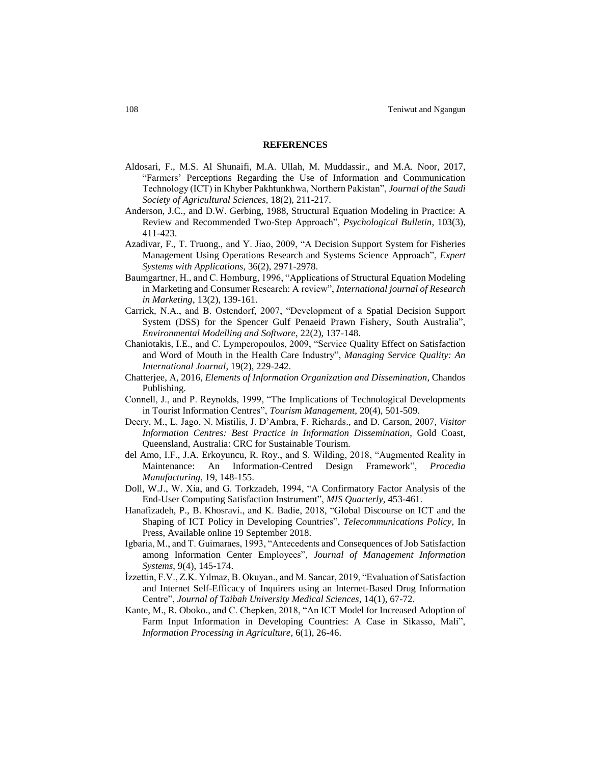## REFERENCES

Aldosari, F., M.S. Al Shunaifi, M.A. Ullah, M. Muddassir., and M.A. Noor, 2017, “Farmers’ Perceptions Regarding the Use of Information and Communication Technology (ICT) in Khyber Pakhtunkhwa, Northern Pakistan”, *Journal of the Saudi Society of Agricultural Sciences*, 18(2), 211-217.

Anderson, J.C., and D.W. Gerbing, 1988, Structural Equation Modeling in Practice: A Review and Recommended Two-Step Approach”, *Psychological Bulletin*, 103(3), 411-423.

Azadivar, F., T. Truong., and Y. Jiao, 2009, “A Decision Support System for Fisheries Management Using Operations Research and Systems Science Approach”, *Expert Systems with Applications*, 36(2), 2971-2978.

Baumgartner, H., and C. Homburg, 1996, “Applications of Structural Equation Modeling in Marketing and Consumer Research: A review”, *International journal of Research in Marketing*, 13(2), 139-161.

Carrick, N.A., and B. Ostendorf, 2007, “Development of a Spatial Decision Support System (DSS) for the Spencer Gulf Penaeid Prawn Fishery, South Australia”, *Environmental Modelling and Software*, 22(2), 137-148.

Chaniotakis, I.E., and C. Lymperopoulos, 2009, “Service Quality Effect on Satisfaction and Word of Mouth in the Health Care Industry”, *Managing Service Quality: An International Journal*, 19(2), 229-242.

Chatterjee, A, 2016, *Elements of Information Organization and Dissemination*, Chandos Publishing.

Connell, J., and P. Reynolds, 1999, “The Implications of Technological Developments in Tourist Information Centres”, *Tourism Management*, 20(4), 501-509.

Deery, M., L. Jago, N. Mistilis, J. D’Ambra, F. Richards., and D. Carson, 2007, *Visitor Information Centres: Best Practice in Information Dissemination*, Gold Coast, Queensland, Australia: CRC for Sustainable Tourism.

del Amo, I.F., J.A. Erkoyuncu, R. Roy., and S. Wilding, 2018, “Augmented Reality in Maintenance: An Information-Centred Design Framework”, *Procedia Manufacturing*, 19, 148-155.

Doll, W.J., W. Xia, and G. Torkzadeh, 1994, “A Confirmatory Factor Analysis of the End-User Computing Satisfaction Instrument”, *MIS Quarterly*, 453-461.

Hanafizadeh, P., B. Khosravi., and K. Badie, 2018, “Global Discourse on ICT and the Shaping of ICT Policy in Developing Countries”, *Telecommunications Policy*, In Press, Available online 19 September 2018.

Igbaria, M., and T. Guimaraes, 1993, “Antecedents and Consequences of Job Satisfaction among Information Center Employees”, *Journal of Management Information Systems*, 9(4), 145-174.

İzzettin, F.V., Z.K. Yılmaz, B. Okuyan., and M. Sancar, 2019, “Evaluation of Satisfaction and Internet Self-Efficacy of Inquirers using an Internet-Based Drug Information Centre”, *Journal of Taibah University Medical Sciences*, 14(1), 67-72.

Kante, M., R. Oboko., and C. Chepken, 2018, “An ICT Model for Increased Adoption of Farm Input Information in Developing Countries: A Case in Sikasso, Mali”, *Information Processing in Agriculture*, 6(1), 26-46.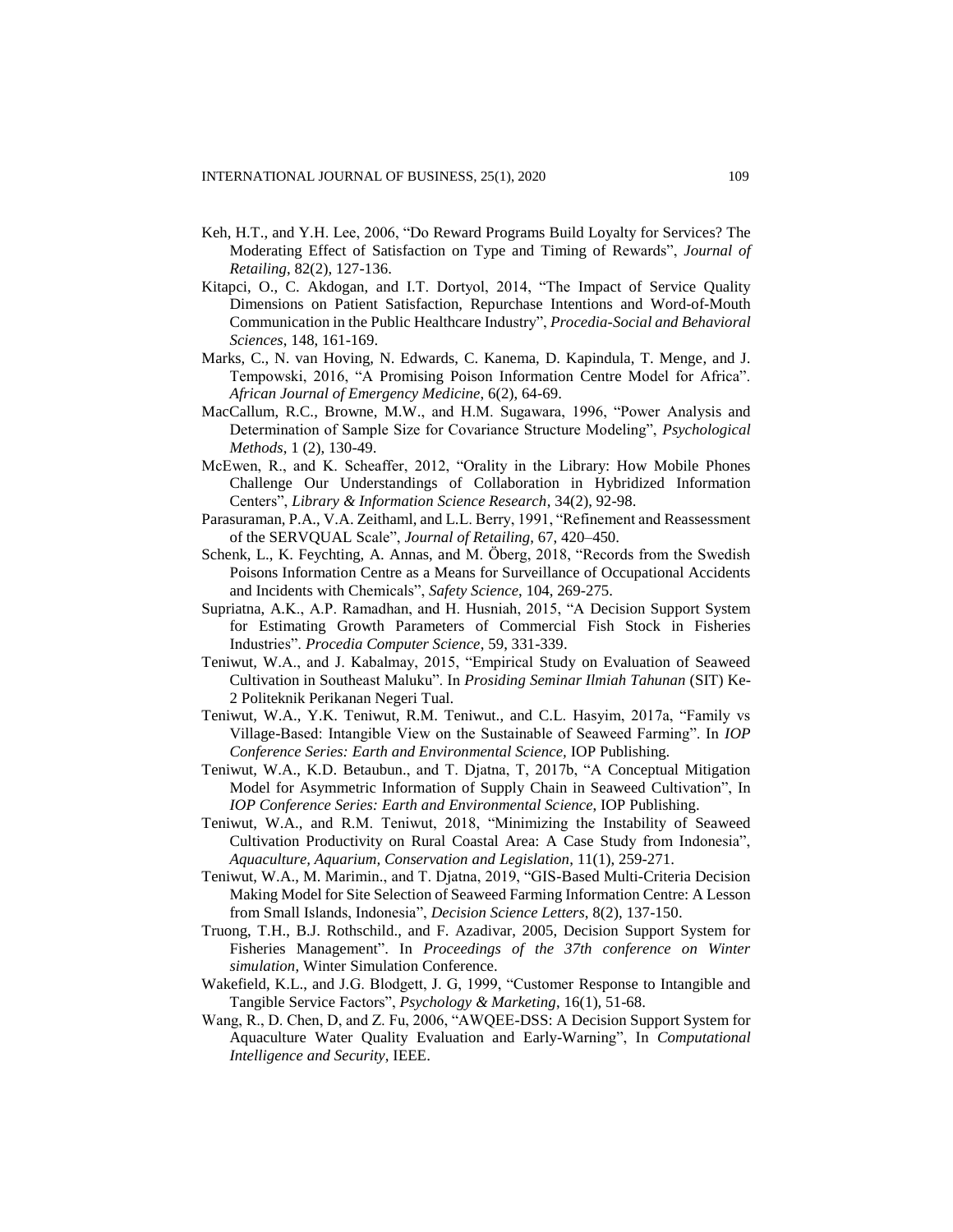Keh, H.T., and Y.H. Lee, 2006, "Do Reward Programs Build Loyalty for Services? The Moderating Effect of Satisfaction on Type and Timing of Rewards", *Journal of Retailing*, 82(2), 127-136.

Kitapci, O., C. Akdogan, and I.T. Dortyol, 2014, "The Impact of Service Quality Dimensions on Patient Satisfaction, Repurchase Intentions and Word-of-Mouth Communication in the Public Healthcare Industry", *Procedia-Social and Behavioral Sciences*, 148, 161-169.

Marks, C., N. van Hoving, N. Edwards, C. Kanema, D. Kapindula, T. Menge, and J. Tempowski, 2016, "A Promising Poison Information Centre Model for Africa". *African Journal of Emergency Medicine*, 6(2), 64-69.

MacCallum, R.C., Browne, M.W., and H.M. Sugawara, 1996, "Power Analysis and Determination of Sample Size for Covariance Structure Modeling", *Psychological Methods*, 1 (2), 130-49.

McEwen, R., and K. Scheaffer, 2012, "Orality in the Library: How Mobile Phones Challenge Our Understandings of Collaboration in Hybridized Information Centers", *Library & Information Science Research*, 34(2), 92-98.

Parasuraman, P.A., V.A. Zeithaml, and L.L. Berry, 1991, "Refinement and Reassessment of the SERVQUAL Scale", *Journal of Retailing*, 67, 420–450.

Schenk, L., K. Feychting, A. Annas, and M. Öberg, 2018, "Records from the Swedish Poisons Information Centre as a Means for Surveillance of Occupational Accidents and Incidents with Chemicals", *Safety Science*, 104, 269-275.

Supriatna, A.K., A.P. Ramadhan, and H. Husniah, 2015, "A Decision Support System for Estimating Growth Parameters of Commercial Fish Stock in Fisheries Industries". *Procedia Computer Science*, 59, 331-339.

Teniwut, W.A., and J. Kabalmay, 2015, "Empirical Study on Evaluation of Seaweed Cultivation in Southeast Maluku". In *Prosiding Seminar Ilmiah Tahunan* (SIT) Ke-2 Politeknik Perikanan Negeri Tual.

Teniwut, W.A., Y.K. Teniwut, R.M. Teniwut., and C.L. Hasyim, 2017a, "Family vs Village-Based: Intangible View on the Sustainable of Seaweed Farming". In *IOP Conference Series: Earth and Environmental Science*, IOP Publishing.

Teniwut, W.A., K.D. Betaubun., and T. Djatna, T, 2017b, "A Conceptual Mitigation Model for Asymmetric Information of Supply Chain in Seaweed Cultivation", In *IOP Conference Series: Earth and Environmental Science,* IOP Publishing.

Teniwut, W.A., and R.M. Teniwut, 2018, "Minimizing the Instability of Seaweed Cultivation Productivity on Rural Coastal Area: A Case Study from Indonesia", *Aquaculture, Aquarium, Conservation and Legislation*, 11(1), 259-271.

Teniwut, W.A., M. Marimin., and T. Djatna, 2019, "GIS-Based Multi-Criteria Decision Making Model for Site Selection of Seaweed Farming Information Centre: A Lesson from Small Islands, Indonesia", *Decision Science Letters*, 8(2), 137-150.

Truong, T.H., B.J. Rothschild., and F. Azadivar, 2005, Decision Support System for Fisheries Management". In *Proceedings of the 37th conference on Winter simulation*, Winter Simulation Conference.

Wakefield, K.L., and J.G. Blodgett, J. G, 1999, "Customer Response to Intangible and Tangible Service Factors", *Psychology & Marketing*, 16(1), 51-68.

Wang, R., D. Chen, D, and Z. Fu, 2006, "AWQEE-DSS: A Decision Support System for Aquaculture Water Quality Evaluation and Early-Warning", In *Computational Intelligence and Security*, IEEE.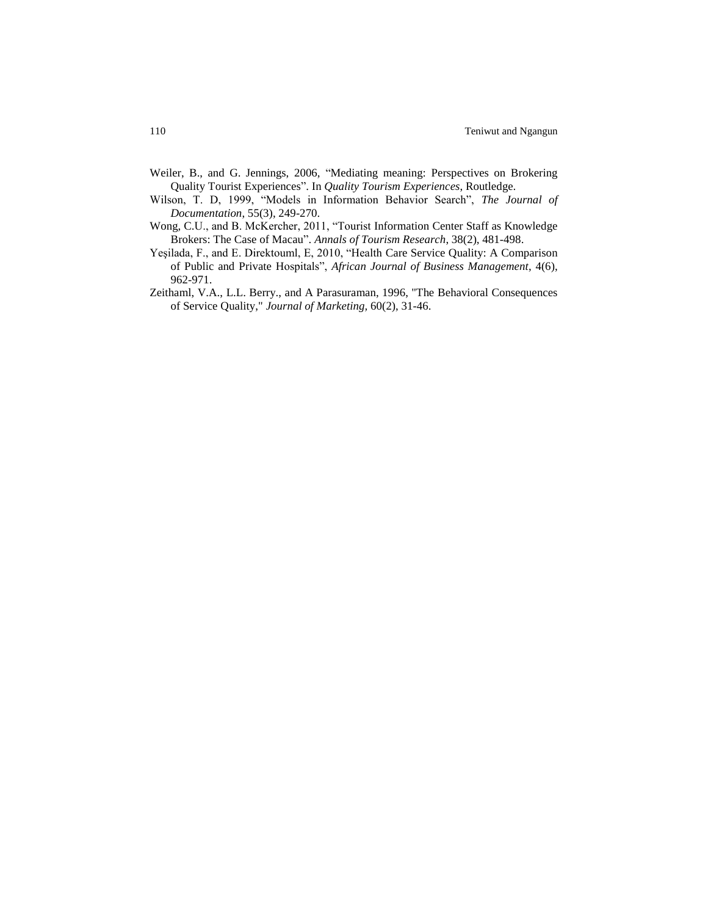Weiler, B., and G. Jennings, 2006, “Mediating meaning: Perspectives on Brokering Quality Tourist Experiences”. In *Quality Tourism Experiences,* Routledge.

Wilson, T. D, 1999, “Models in Information Behavior Search”, *The Journal of Documentation*, 55(3), 249-270.

Wong, C.U., and B. McKercher, 2011, “Tourist Information Center Staff as Knowledge Brokers: The Case of Macau”. *Annals of Tourism Research*, 38(2), 481-498.

Yeşilada, F., and E. Direktouml, E, 2010, “Health Care Service Quality: A Comparison of Public and Private Hospitals”, *African Journal of Business Management*, 4(6), 962-971.

Zeithaml, V.A., L.L. Berry., and A Parasuraman, 1996, "The Behavioral Consequences of Service Quality," *Journal of Marketing,* 60(2), 31-46.